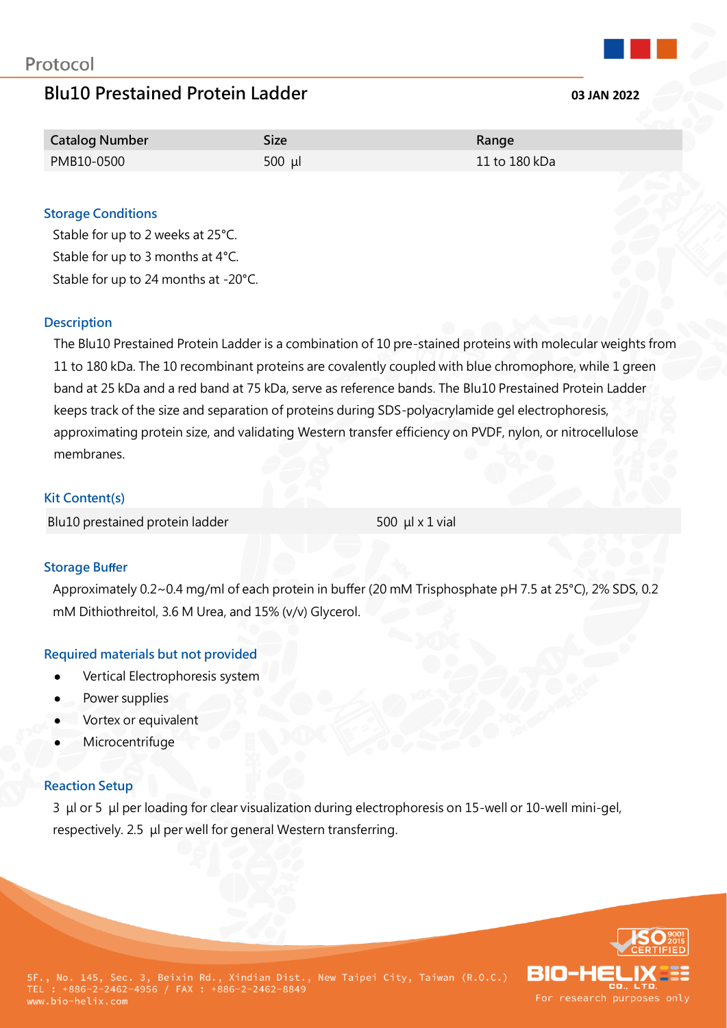Protocol

# Blu10 Prestained Protein Ladder

**03 JAN 2022**

| Catalog Number | Size | Range |
|---|---|---|
| PMB10-0500 | 500 µl | 11 to 180 kDa |

## Storage Conditions

Stable for up to 2 weeks at 25°C.
Stable for up to 3 months at 4°C.
Stable for up to 24 months at -20°C.

## Description

The Blu10 Prestained Protein Ladder is a combination of 10 pre-stained proteins with molecular weights from 11 to 180 kDa. The 10 recombinant proteins are covalently coupled with blue chromophore, while 1 green band at 25 kDa and a red band at 75 kDa, serve as reference bands. The Blu10 Prestained Protein Ladder keeps track of the size and separation of proteins during SDS-polyacrylamide gel electrophoresis, approximating protein size, and validating Western transfer efficiency on PVDF, nylon, or nitrocellulose membranes.

## Kit Content(s)

| Blu10 prestained protein ladder | 500 µl x 1 vial |
|---|---|

## Storage Buffer

Approximately 0.2~0.4 mg/ml of each protein in buffer (20 mM Trisphosphate pH 7.5 at 25°C), 2% SDS, 0.2 mM Dithiothreitol, 3.6 M Urea, and 15% (v/v) Glycerol.

## Required materials but not provided

- Vertical Electrophoresis system
- Power supplies
- Vortex or equivalent
- Microcentrifuge

## Reaction Setup

3 µl or 5 µl per loading for clear visualization during electrophoresis on 15-well or 10-well mini-gel, respectively. 2.5 µl per well for general Western transferring.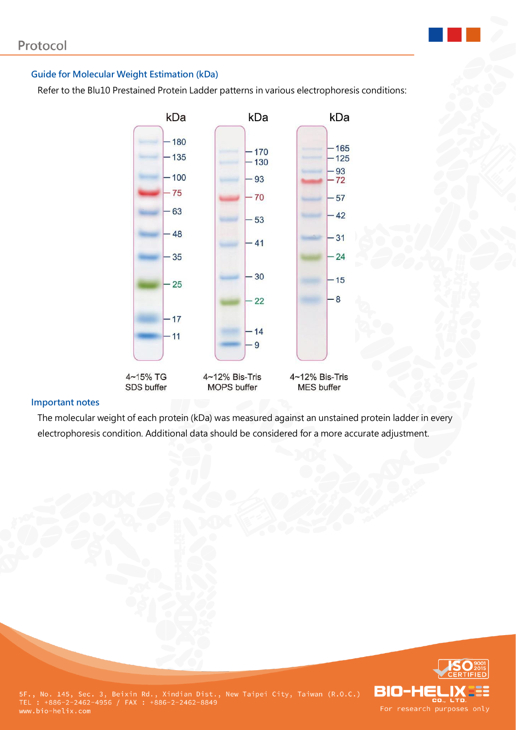## Protocol

### Guide for Molecular Weight Estimation (kDa)

Refer to the Blu10 Prestained Protein Ladder patterns in various electrophoresis conditions:

kDa
180
135
100
75
63
48
35
25
17
11
4~15% TG SDS buffer

kDa
170
130
93
70
53
41
30
22
14
9
4~12% Bis-Tris MOPS buffer

kDa
165
125
93
72
57
42
31
24
15
8
4~12% Bis-Tris MES buffer

### Important notes

The molecular weight of each protein (kDa) was measured against an unstained protein ladder in every electrophoresis condition. Additional data should be considered for a more accurate adjustment.

5F., No. 145, Sec. 3, Beixin Rd., Xindian Dist., New Taipei City, Taiwan (R.O.C.)
TEL : +886-2-2462-4956 / FAX : +886-2-2462-8849
www.bio-helix.com

BIO-HELIX CO., LTD.
For research purposes only